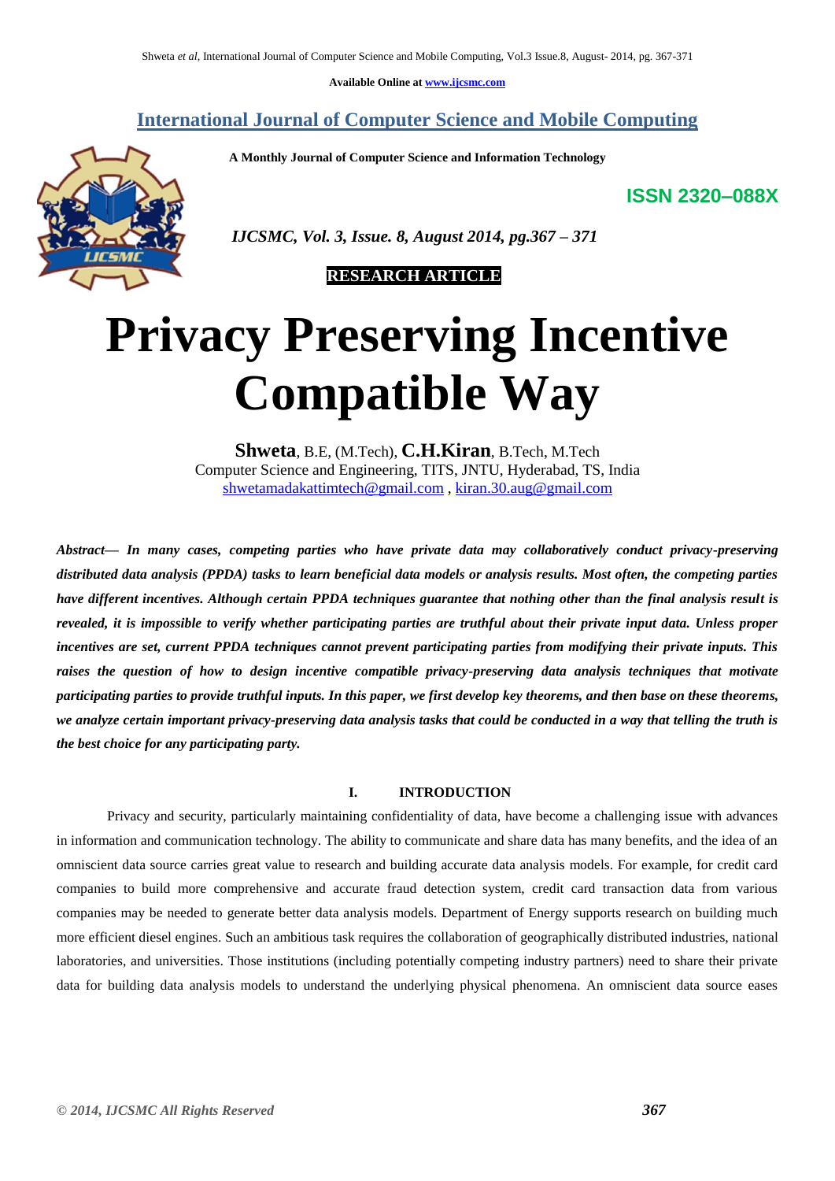Available Online at www.ijcsmc.com

# International Journal of Computer Science and Mobile Computing

**A Monthly Journal of Computer Science and Information Technology**

**ISSN 2320–088X**

*IJCSMC, Vol. 3, Issue. 8, August 2014, pg.367 – 371*

**RESEARCH ARTICLE**

# Privacy Preserving Incentive Compatible Way

**Shweta**, B.E, (M.Tech), **C.H.Kiran**, B.Tech, M.Tech
Computer Science and Engineering, TITS, JNTU, Hyderabad, TS, India
shwetamadakattimtech@gmail.com , kiran.30.aug@gmail.com

***Abstract—*** ***In many cases, competing parties who have private data may collaboratively conduct privacy-preserving distributed data analysis (PPDA) tasks to learn beneficial data models or analysis results. Most often, the competing parties have different incentives. Although certain PPDA techniques guarantee that nothing other than the final analysis result is revealed, it is impossible to verify whether participating parties are truthful about their private input data. Unless proper incentives are set, current PPDA techniques cannot prevent participating parties from modifying their private inputs. This raises the question of how to design incentive compatible privacy-preserving data analysis techniques that motivate participating parties to provide truthful inputs. In this paper, we first develop key theorems, and then base on these theorems, we analyze certain important privacy-preserving data analysis tasks that could be conducted in a way that telling the truth is the best choice for any participating party.***

## I. INTRODUCTION

Privacy and security, particularly maintaining confidentiality of data, have become a challenging issue with advances in information and communication technology. The ability to communicate and share data has many benefits, and the idea of an omniscient data source carries great value to research and building accurate data analysis models. For example, for credit card companies to build more comprehensive and accurate fraud detection system, credit card transaction data from various companies may be needed to generate better data analysis models. Department of Energy supports research on building much more efficient diesel engines. Such an ambitious task requires the collaboration of geographically distributed industries, national laboratories, and universities. Those institutions (including potentially competing industry partners) need to share their private data for building data analysis models to understand the underlying physical phenomena. An omniscient data source eases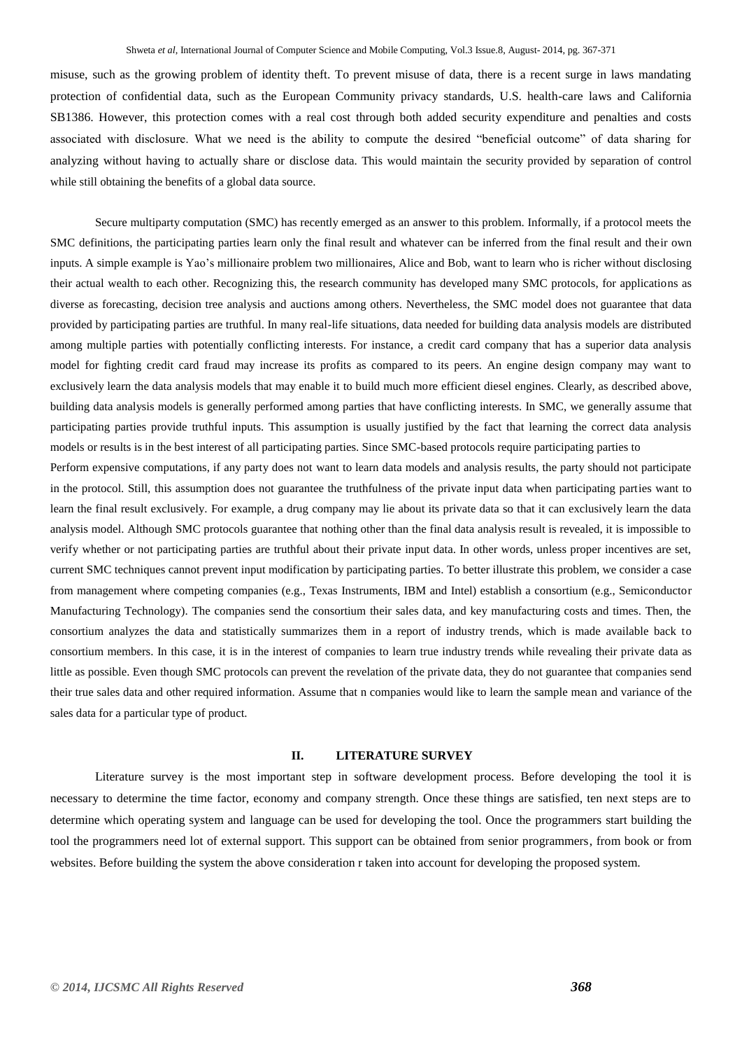misuse, such as the growing problem of identity theft. To prevent misuse of data, there is a recent surge in laws mandating protection of confidential data, such as the European Community privacy standards, U.S. health-care laws and California SB1386. However, this protection comes with a real cost through both added security expenditure and penalties and costs associated with disclosure. What we need is the ability to compute the desired "beneficial outcome" of data sharing for analyzing without having to actually share or disclose data. This would maintain the security provided by separation of control while still obtaining the benefits of a global data source.

Secure multiparty computation (SMC) has recently emerged as an answer to this problem. Informally, if a protocol meets the SMC definitions, the participating parties learn only the final result and whatever can be inferred from the final result and their own inputs. A simple example is Yao's millionaire problem two millionaires, Alice and Bob, want to learn who is richer without disclosing their actual wealth to each other. Recognizing this, the research community has developed many SMC protocols, for applications as diverse as forecasting, decision tree analysis and auctions among others. Nevertheless, the SMC model does not guarantee that data provided by participating parties are truthful. In many real-life situations, data needed for building data analysis models are distributed among multiple parties with potentially conflicting interests. For instance, a credit card company that has a superior data analysis model for fighting credit card fraud may increase its profits as compared to its peers. An engine design company may want to exclusively learn the data analysis models that may enable it to build much more efficient diesel engines. Clearly, as described above, building data analysis models is generally performed among parties that have conflicting interests. In SMC, we generally assume that participating parties provide truthful inputs. This assumption is usually justified by the fact that learning the correct data analysis models or results is in the best interest of all participating parties. Since SMC-based protocols require participating parties to Perform expensive computations, if any party does not want to learn data models and analysis results, the party should not participate in the protocol. Still, this assumption does not guarantee the truthfulness of the private input data when participating parties want to learn the final result exclusively. For example, a drug company may lie about its private data so that it can exclusively learn the data analysis model. Although SMC protocols guarantee that nothing other than the final data analysis result is revealed, it is impossible to verify whether or not participating parties are truthful about their private input data. In other words, unless proper incentives are set, current SMC techniques cannot prevent input modification by participating parties. To better illustrate this problem, we consider a case from management where competing companies (e.g., Texas Instruments, IBM and Intel) establish a consortium (e.g., Semiconductor Manufacturing Technology). The companies send the consortium their sales data, and key manufacturing costs and times. Then, the consortium analyzes the data and statistically summarizes them in a report of industry trends, which is made available back to consortium members. In this case, it is in the interest of companies to learn true industry trends while revealing their private data as little as possible. Even though SMC protocols can prevent the revelation of the private data, they do not guarantee that companies send their true sales data and other required information. Assume that n companies would like to learn the sample mean and variance of the sales data for a particular type of product.

## II. LITERATURE SURVEY

Literature survey is the most important step in software development process. Before developing the tool it is necessary to determine the time factor, economy and company strength. Once these things are satisfied, ten next steps are to determine which operating system and language can be used for developing the tool. Once the programmers start building the tool the programmers need lot of external support. This support can be obtained from senior programmers, from book or from websites. Before building the system the above consideration r taken into account for developing the proposed system.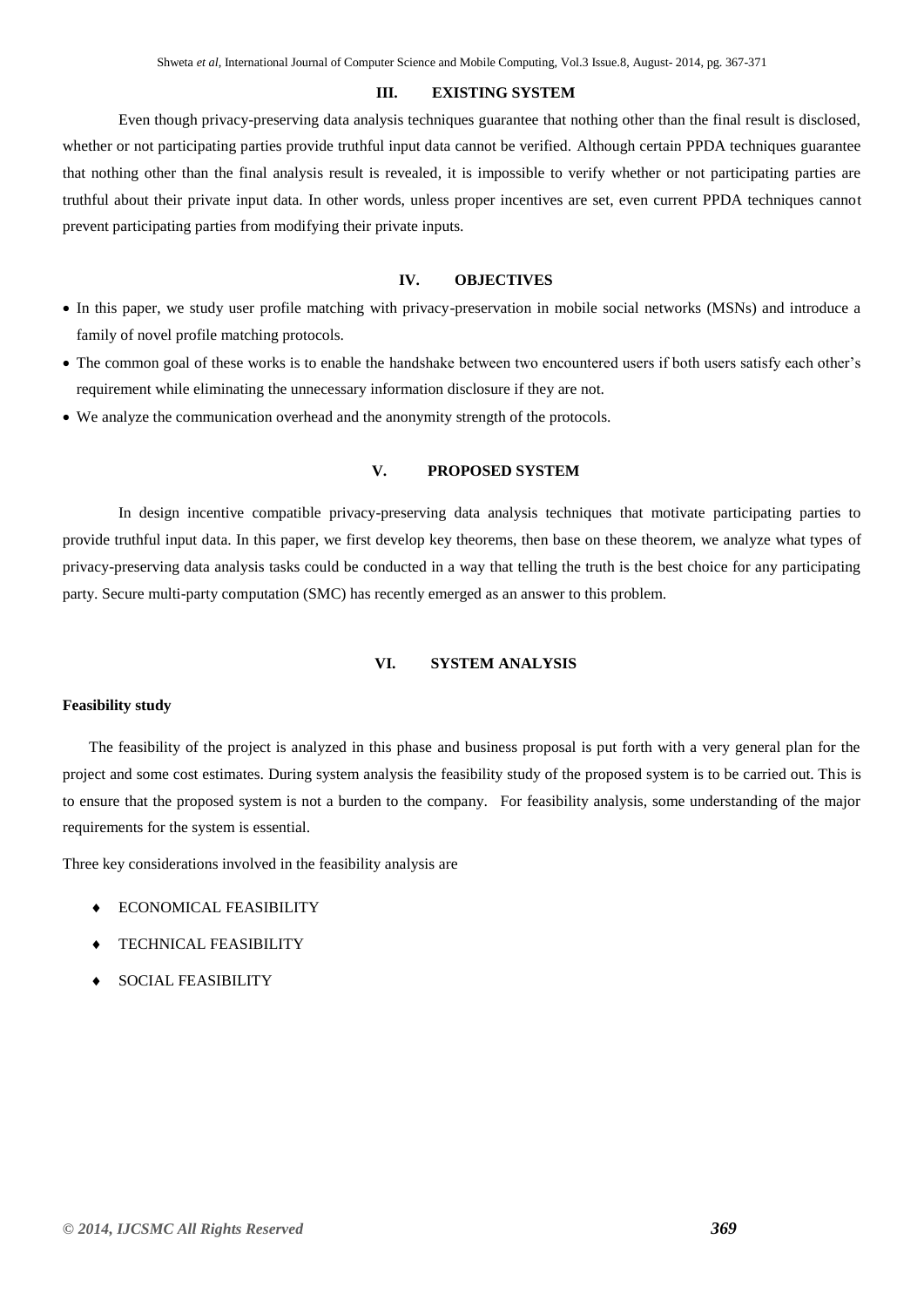## III. EXISTING SYSTEM

Even though privacy-preserving data analysis techniques guarantee that nothing other than the final result is disclosed, whether or not participating parties provide truthful input data cannot be verified. Although certain PPDA techniques guarantee that nothing other than the final analysis result is revealed, it is impossible to verify whether or not participating parties are truthful about their private input data. In other words, unless proper incentives are set, even current PPDA techniques cannot prevent participating parties from modifying their private inputs.

## IV. OBJECTIVES

- In this paper, we study user profile matching with privacy-preservation in mobile social networks (MSNs) and introduce a family of novel profile matching protocols.
- The common goal of these works is to enable the handshake between two encountered users if both users satisfy each other's requirement while eliminating the unnecessary information disclosure if they are not.
- We analyze the communication overhead and the anonymity strength of the protocols.

## V. PROPOSED SYSTEM

In design incentive compatible privacy-preserving data analysis techniques that motivate participating parties to provide truthful input data. In this paper, we first develop key theorems, then base on these theorem, we analyze what types of privacy-preserving data analysis tasks could be conducted in a way that telling the truth is the best choice for any participating party. Secure multi-party computation (SMC) has recently emerged as an answer to this problem.

## VI. SYSTEM ANALYSIS

**Feasibility study**

The feasibility of the project is analyzed in this phase and business proposal is put forth with a very general plan for the project and some cost estimates. During system analysis the feasibility study of the proposed system is to be carried out. This is to ensure that the proposed system is not a burden to the company. For feasibility analysis, some understanding of the major requirements for the system is essential.

Three key considerations involved in the feasibility analysis are

- ECONOMICAL FEASIBILITY
- TECHNICAL FEASIBILITY
- SOCIAL FEASIBILITY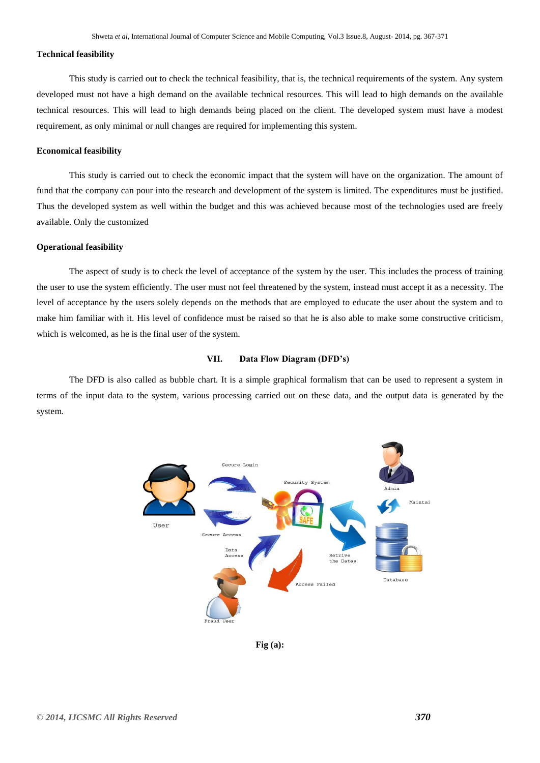### Technical feasibility

This study is carried out to check the technical feasibility, that is, the technical requirements of the system. Any system developed must not have a high demand on the available technical resources. This will lead to high demands on the available technical resources. This will lead to high demands being placed on the client. The developed system must have a modest requirement, as only minimal or null changes are required for implementing this system.

### Economical feasibility

This study is carried out to check the economic impact that the system will have on the organization. The amount of fund that the company can pour into the research and development of the system is limited. The expenditures must be justified. Thus the developed system as well within the budget and this was achieved because most of the technologies used are freely available. Only the customized

### Operational feasibility

The aspect of study is to check the level of acceptance of the system by the user. This includes the process of training the user to use the system efficiently. The user must not feel threatened by the system, instead must accept it as a necessity. The level of acceptance by the users solely depends on the methods that are employed to educate the user about the system and to make him familiar with it. His level of confidence must be raised so that he is also able to make some constructive criticism, which is welcomed, as he is the final user of the system.

## VII. Data Flow Diagram (DFD's)

The DFD is also called as bubble chart. It is a simple graphical formalism that can be used to represent a system in terms of the input data to the system, various processing carried out on these data, and the output data is generated by the system.

**Fig (a):**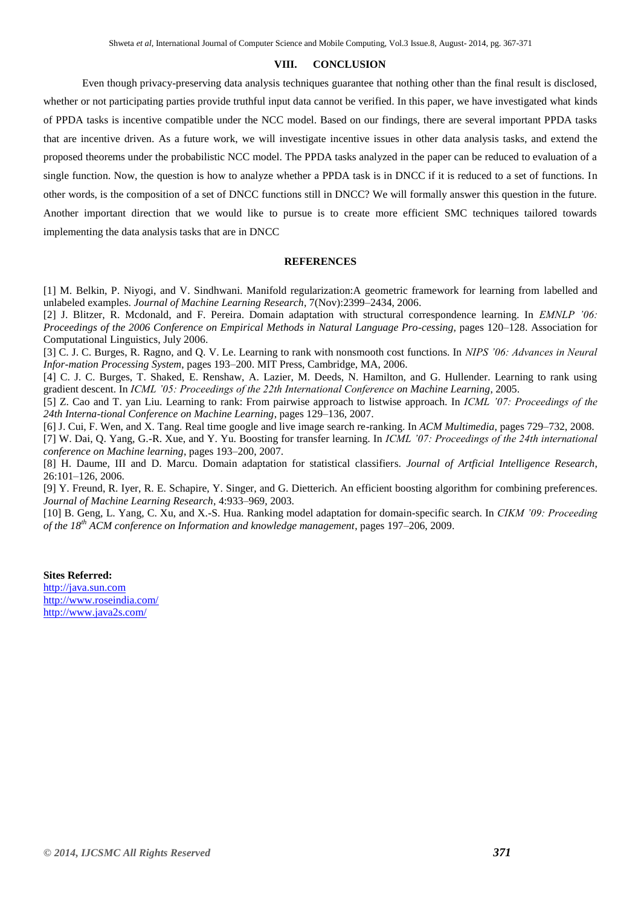## VIII. CONCLUSION

Even though privacy-preserving data analysis techniques guarantee that nothing other than the final result is disclosed, whether or not participating parties provide truthful input data cannot be verified. In this paper, we have investigated what kinds of PPDA tasks is incentive compatible under the NCC model. Based on our findings, there are several important PPDA tasks that are incentive driven. As a future work, we will investigate incentive issues in other data analysis tasks, and extend the proposed theorems under the probabilistic NCC model. The PPDA tasks analyzed in the paper can be reduced to evaluation of a single function. Now, the question is how to analyze whether a PPDA task is in DNCC if it is reduced to a set of functions. In other words, is the composition of a set of DNCC functions still in DNCC? We will formally answer this question in the future. Another important direction that we would like to pursue is to create more efficient SMC techniques tailored towards implementing the data analysis tasks that are in DNCC

## REFERENCES

[1] M. Belkin, P. Niyogi, and V. Sindhwani. Manifold regularization:A geometric framework for learning from labelled and unlabeled examples. *Journal of Machine Learning Research*, 7(Nov):2399–2434, 2006.

[2] J. Blitzer, R. Mcdonald, and F. Pereira. Domain adaptation with structural correspondence learning. In *EMNLP '06: Proceedings of the 2006 Conference on Empirical Methods in Natural Language Pro-cessing*, pages 120–128. Association for Computational Linguistics, July 2006.

[3] C. J. C. Burges, R. Ragno, and Q. V. Le. Learning to rank with nonsmooth cost functions. In *NIPS '06: Advances in Neural Infor-mation Processing System*, pages 193–200. MIT Press, Cambridge, MA, 2006.

[4] C. J. C. Burges, T. Shaked, E. Renshaw, A. Lazier, M. Deeds, N. Hamilton, and G. Hullender. Learning to rank using gradient descent. In *ICML '05: Proceedings of the 22th International Conference on Machine Learning*, 2005.

[5] Z. Cao and T. yan Liu. Learning to rank: From pairwise approach to listwise approach. In *ICML '07: Proceedings of the 24th Interna-tional Conference on Machine Learning*, pages 129–136, 2007.

[6] J. Cui, F. Wen, and X. Tang. Real time google and live image search re-ranking. In *ACM Multimedia*, pages 729–732, 2008.

[7] W. Dai, Q. Yang, G.-R. Xue, and Y. Yu. Boosting for transfer learning. In *ICML '07: Proceedings of the 24th international conference on Machine learning*, pages 193–200, 2007.

[8] H. Daume, III and D. Marcu. Domain adaptation for statistical classifiers. *Journal of Artficial Intelligence Research*, 26:101–126, 2006.

[9] Y. Freund, R. Iyer, R. E. Schapire, Y. Singer, and G. Dietterich. An efficient boosting algorithm for combining preferences. *Journal of Machine Learning Research*, 4:933–969, 2003.

[10] B. Geng, L. Yang, C. Xu, and X.-S. Hua. Ranking model adaptation for domain-specific search. In *CIKM '09: Proceeding of the 18th ACM conference on Information and knowledge management*, pages 197–206, 2009.

**Sites Referred:**
http://java.sun.com
http://www.roseindia.com/
http://www.java2s.com/